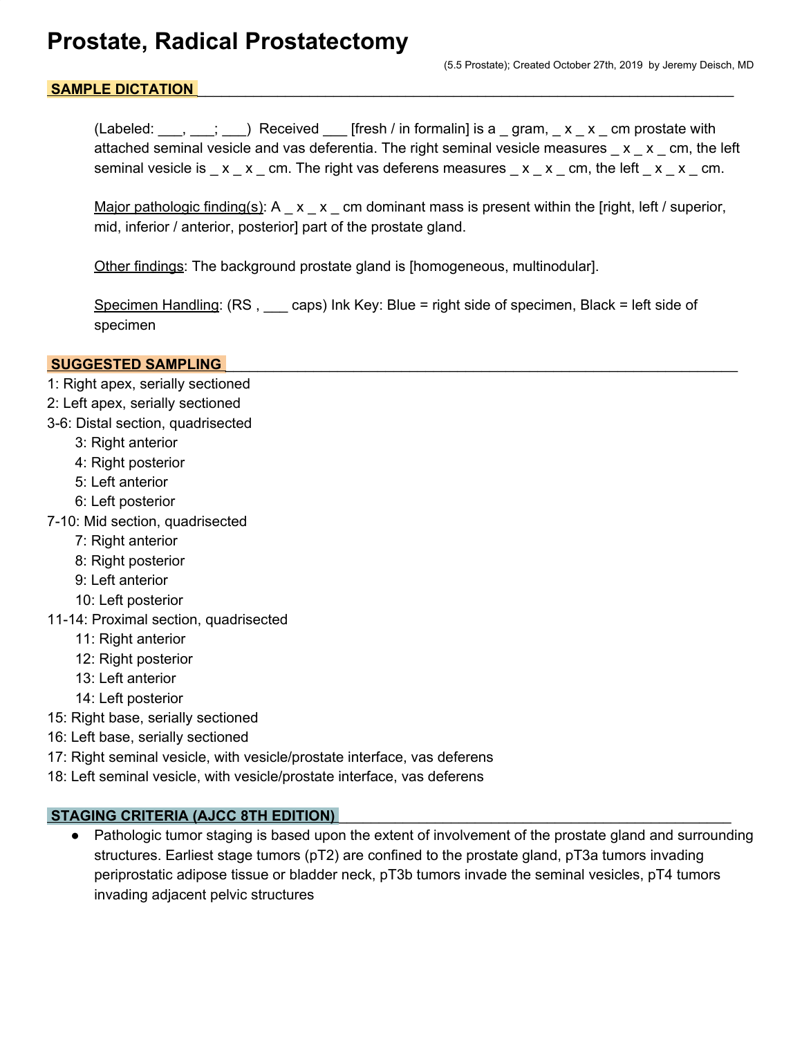# Prostate, Radical Prostatectomy

(5.5 Prostate); Created October 27th, 2019 by Jeremy Deisch, MD

## SAMPLE DICTATION

(Labeled: ___, ___; ___) Received ___ [fresh / in formalin] is a _ gram, _ x _ x _ cm prostate with attached seminal vesicle and vas deferentia. The right seminal vesicle measures _ x _ x _ cm, the left seminal vesicle is _ x _ x _ cm. The right vas deferens measures _ x _ x _ cm, the left _ x _ x _ cm.

Major pathologic finding(s): A _ x _ x _ cm dominant mass is present within the [right, left / superior, mid, inferior / anterior, posterior] part of the prostate gland.

Other findings: The background prostate gland is [homogeneous, multinodular].

Specimen Handling: (RS , ___ caps) Ink Key: Blue = right side of specimen, Black = left side of specimen

## SUGGESTED SAMPLING

1: Right apex, serially sectioned
2: Left apex, serially sectioned
3-6: Distal section, quadrisected
- 3: Right anterior
- 4: Right posterior
- 5: Left anterior
- 6: Left posterior

7-10: Mid section, quadrisected
- 7: Right anterior
- 8: Right posterior
- 9: Left anterior
- 10: Left posterior

11-14: Proximal section, quadrisected
- 11: Right anterior
- 12: Right posterior
- 13: Left anterior
- 14: Left posterior

15: Right base, serially sectioned
16: Left base, serially sectioned
17: Right seminal vesicle, with vesicle/prostate interface, vas deferens
18: Left seminal vesicle, with vesicle/prostate interface, vas deferens

## STAGING CRITERIA (AJCC 8TH EDITION)

- Pathologic tumor staging is based upon the extent of involvement of the prostate gland and surrounding structures. Earliest stage tumors (pT2) are confined to the prostate gland, pT3a tumors invading periprostatic adipose tissue or bladder neck, pT3b tumors invade the seminal vesicles, pT4 tumors invading adjacent pelvic structures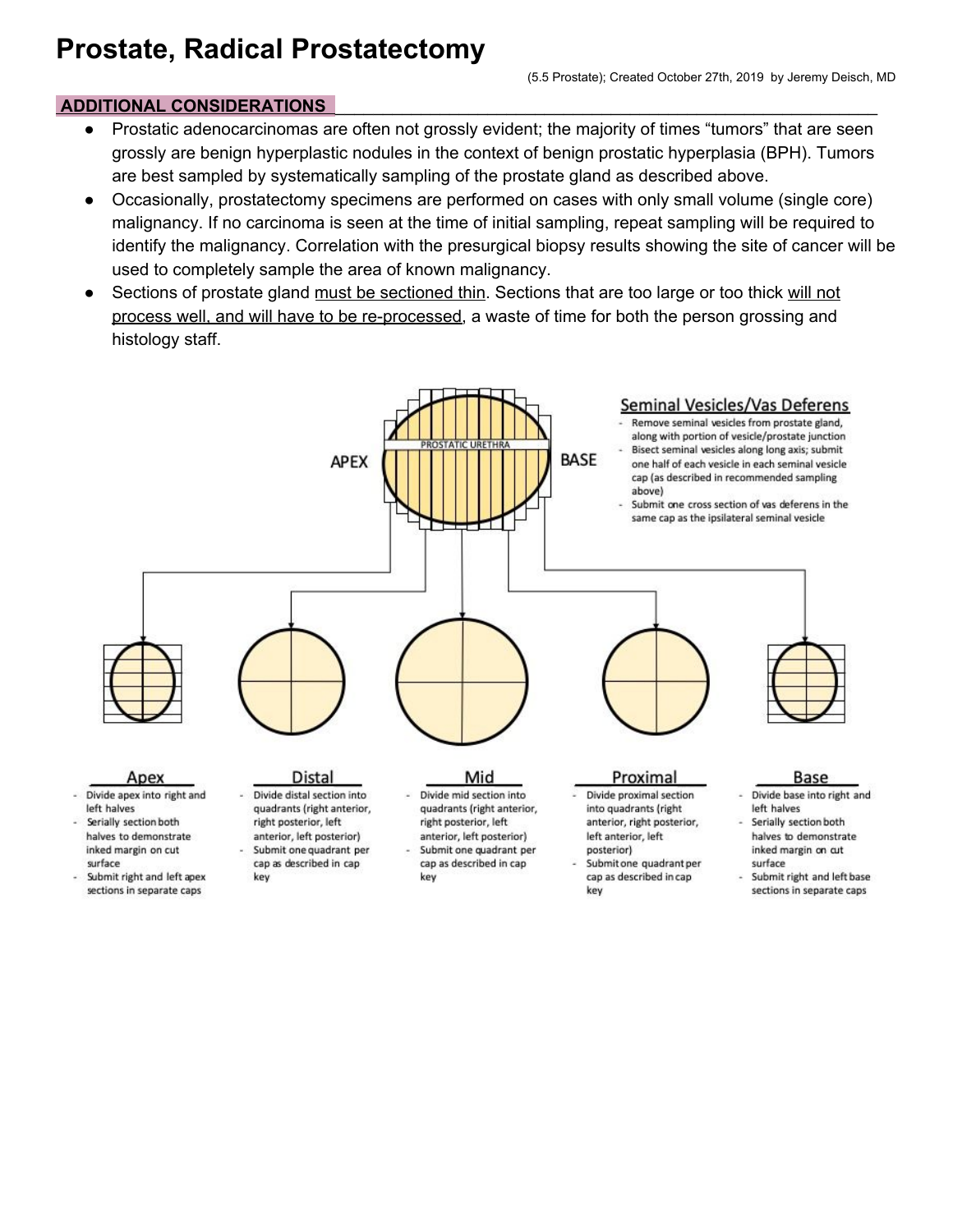# Prostate, Radical Prostatectomy

(5.5 Prostate); Created October 27th, 2019 by Jeremy Deisch, MD

## ADDITIONAL CONSIDERATIONS

- Prostatic adenocarcinomas are often not grossly evident; the majority of times "tumors" that are seen grossly are benign hyperplastic nodules in the context of benign prostatic hyperplasia (BPH). Tumors are best sampled by systematically sampling of the prostate gland as described above.
- Occasionally, prostatectomy specimens are performed on cases with only small volume (single core) malignancy. If no carcinoma is seen at the time of initial sampling, repeat sampling will be required to identify the malignancy. Correlation with the presurgical biopsy results showing the site of cancer will be used to completely sample the area of known malignancy.
- Sections of prostate gland must be sectioned thin. Sections that are too large or too thick will not process well, and will have to be re-processed, a waste of time for both the person grossing and histology staff.

APEX

PROSTATIC URETHRA

BASE

### Seminal Vesicles/Vas Deferens

- Remove seminal vesicles from prostate gland, along with portion of vesicle/prostate junction
- Bisect seminal vesicles along long axis; submit one half of each vesicle in each seminal vesicle cap (as described in recommended sampling above)
- Submit one cross section of vas deferens in the same cap as the ipsilateral seminal vesicle

### Apex

- Divide apex into right and left halves
- Serially section both halves to demonstrate inked margin on cut surface
- Submit right and left apex sections in separate caps

### Distal

- Divide distal section into quadrants (right anterior, right posterior, left anterior, left posterior)
- Submit one quadrant per cap as described in cap key

### Mid

- Divide mid section into quadrants (right anterior, right posterior, left anterior, left posterior)
- Submit one quadrant per cap as described in cap key

### Proximal

- Divide proximal section into quadrants (right anterior, right posterior, left anterior, left posterior)
- Submit one quadrant per cap as described in cap key

### Base

- Divide base into right and left halves
- Serially section both halves to demonstrate inked margin on cut surface
- Submit right and left base sections in separate caps